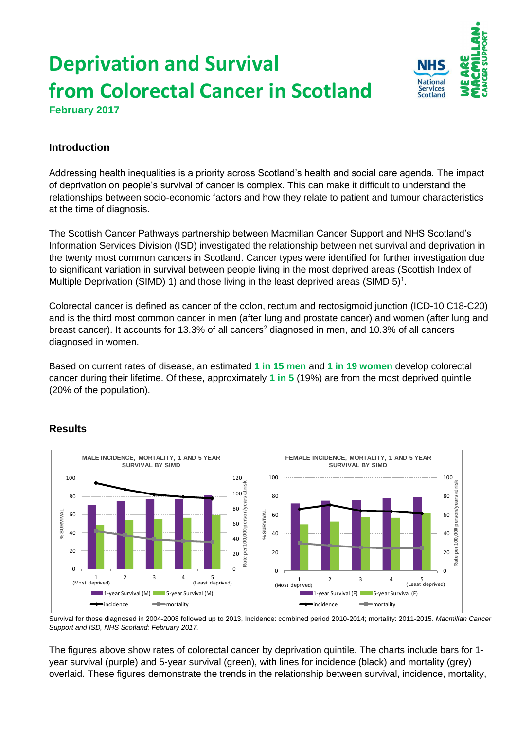# Deprivation and Survival from Colorectal Cancer in Scotland

**February 2017**

### Introduction

Addressing health inequalities is a priority across Scotland's health and social care agenda. The impact of deprivation on people's survival of cancer is complex. This can make it difficult to understand the relationships between socio-economic factors and how they relate to patient and tumour characteristics at the time of diagnosis.

The Scottish Cancer Pathways partnership between Macmillan Cancer Support and NHS Scotland's Information Services Division (ISD) investigated the relationship between net survival and deprivation in the twenty most common cancers in Scotland. Cancer types were identified for further investigation due to significant variation in survival between people living in the most deprived areas (Scottish Index of Multiple Deprivation (SIMD) 1) and those living in the least deprived areas (SIMD 5)[1].

Colorectal cancer is defined as cancer of the colon, rectum and rectosigmoid junction (ICD-10 C18-C20) and is the third most common cancer in men (after lung and prostate cancer) and women (after lung and breast cancer). It accounts for 13.3% of all cancers[2] diagnosed in men, and 10.3% of all cancers diagnosed in women.

Based on current rates of disease, an estimated **1 in 15 men** and **1 in 19 women** develop colorectal cancer during their lifetime. Of these, approximately **1 in 5** (19%) are from the most deprived quintile (20% of the population).

### Results

Survival for those diagnosed in 2004-2008 followed up to 2013, Incidence: combined period 2010-2014; mortality: 2011-2015. *Macmillan Cancer Support and ISD, NHS Scotland: February 2017.*

The figures above show rates of colorectal cancer by deprivation quintile. The charts include bars for 1-year survival (purple) and 5-year survival (green), with lines for incidence (black) and mortality (grey) overlaid. These figures demonstrate the trends in the relationship between survival, incidence, mortality,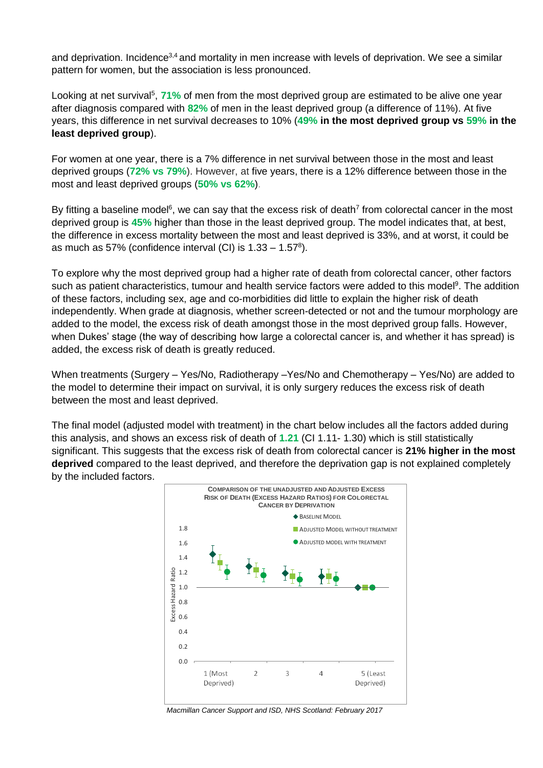and deprivation. Incidence[3,4] and mortality in men increase with levels of deprivation. We see a similar pattern for women, but the association is less pronounced.

Looking at net survival[5], **71%** of men from the most deprived group are estimated to be alive one year after diagnosis compared with **82%** of men in the least deprived group (a difference of 11%). At five years, this difference in net survival decreases to 10% (**49% in the most deprived group vs 59% in the least deprived group**).

For women at one year, there is a 7% difference in net survival between those in the most and least deprived groups (**72% vs 79%**). However, at five years, there is a 12% difference between those in the most and least deprived groups (**50% vs 62%**).

By fitting a baseline model[6], we can say that the excess risk of death[7] from colorectal cancer in the most deprived group is **45%** higher than those in the least deprived group. The model indicates that, at best, the difference in excess mortality between the most and least deprived is 33%, and at worst, it could be as much as 57% (confidence interval (CI) is 1.33 – 1.57[8]).

To explore why the most deprived group had a higher rate of death from colorectal cancer, other factors such as patient characteristics, tumour and health service factors were added to this model[9]. The addition of these factors, including sex, age and co-morbidities did little to explain the higher risk of death independently. When grade at diagnosis, whether screen-detected or not and the tumour morphology are added to the model, the excess risk of death amongst those in the most deprived group falls. However, when Dukes' stage (the way of describing how large a colorectal cancer is, and whether it has spread) is added, the excess risk of death is greatly reduced.

When treatments (Surgery – Yes/No, Radiotherapy –Yes/No and Chemotherapy – Yes/No) are added to the model to determine their impact on survival, it is only surgery reduces the excess risk of death between the most and least deprived.

The final model (adjusted model with treatment) in the chart below includes all the factors added during this analysis, and shows an excess risk of death of **1.21** (CI 1.11- 1.30) which is still statistically significant. This suggests that the excess risk of death from colorectal cancer is **21% higher in the most deprived** compared to the least deprived, and therefore the deprivation gap is not explained completely by the included factors.

**Comparison of the Unadjusted and Adjusted Excess Risk of Death (Excess Hazard Ratios) for Colorectal Cancer by Deprivation**

*Macmillan Cancer Support and ISD, NHS Scotland: February 2017*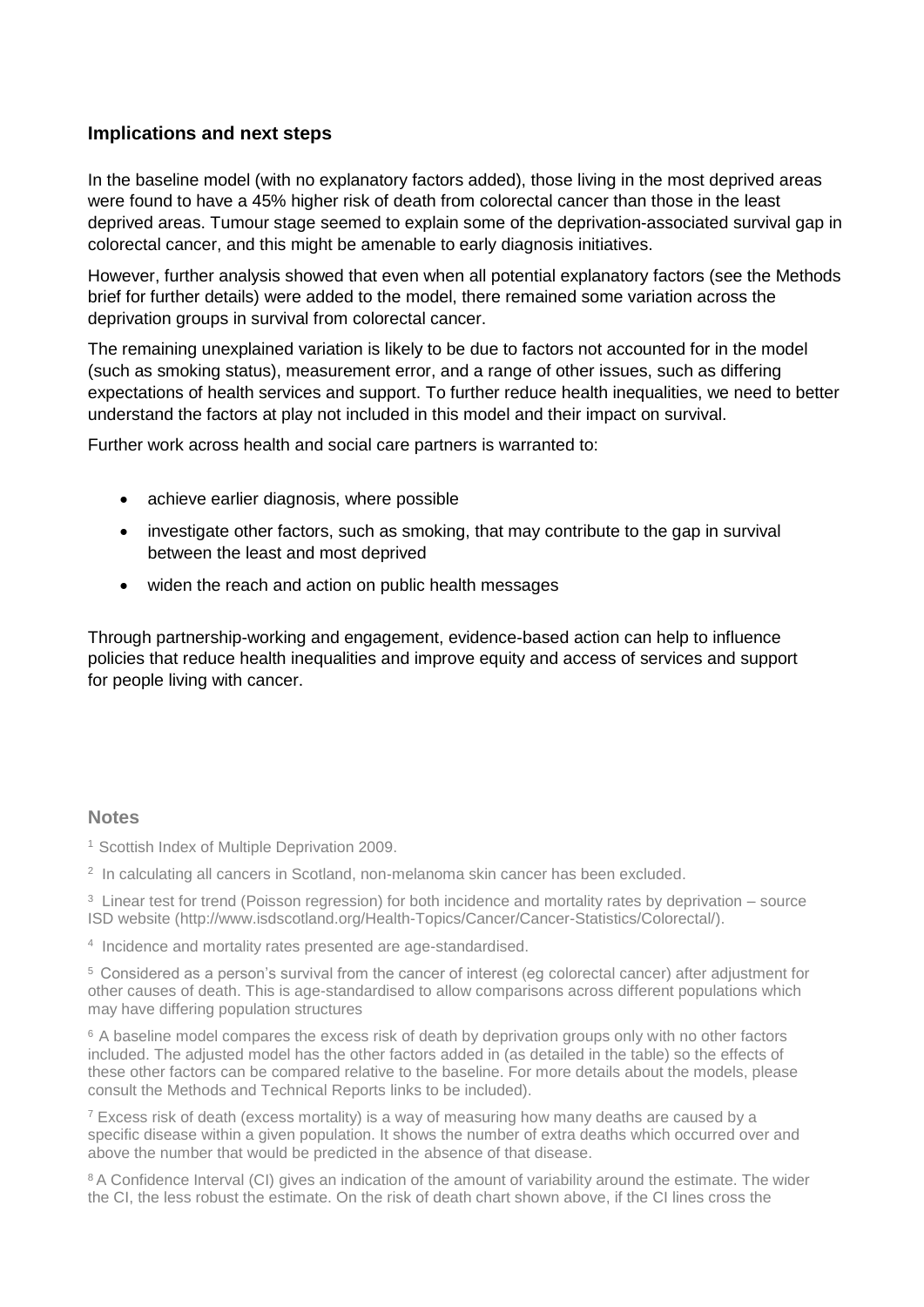## Implications and next steps

In the baseline model (with no explanatory factors added), those living in the most deprived areas were found to have a 45% higher risk of death from colorectal cancer than those in the least deprived areas. Tumour stage seemed to explain some of the deprivation-associated survival gap in colorectal cancer, and this might be amenable to early diagnosis initiatives.

However, further analysis showed that even when all potential explanatory factors (see the Methods brief for further details) were added to the model, there remained some variation across the deprivation groups in survival from colorectal cancer.

The remaining unexplained variation is likely to be due to factors not accounted for in the model (such as smoking status), measurement error, and a range of other issues, such as differing expectations of health services and support. To further reduce health inequalities, we need to better understand the factors at play not included in this model and their impact on survival.

Further work across health and social care partners is warranted to:

- achieve earlier diagnosis, where possible
- investigate other factors, such as smoking, that may contribute to the gap in survival between the least and most deprived
- widen the reach and action on public health messages

Through partnership-working and engagement, evidence-based action can help to influence policies that reduce health inequalities and improve equity and access of services and support for people living with cancer.

### Notes

[1] Scottish Index of Multiple Deprivation 2009.

[2] In calculating all cancers in Scotland, non-melanoma skin cancer has been excluded.

[3] Linear test for trend (Poisson regression) for both incidence and mortality rates by deprivation – source ISD website (http://www.isdscotland.org/Health-Topics/Cancer/Cancer-Statistics/Colorectal/).

[4] Incidence and mortality rates presented are age-standardised.

[5] Considered as a person's survival from the cancer of interest (eg colorectal cancer) after adjustment for other causes of death. This is age-standardised to allow comparisons across different populations which may have differing population structures

[6] A baseline model compares the excess risk of death by deprivation groups only with no other factors included. The adjusted model has the other factors added in (as detailed in the table) so the effects of these other factors can be compared relative to the baseline. For more details about the models, please consult the Methods and Technical Reports links to be included).

[7] Excess risk of death (excess mortality) is a way of measuring how many deaths are caused by a specific disease within a given population. It shows the number of extra deaths which occurred over and above the number that would be predicted in the absence of that disease.

[8] A Confidence Interval (CI) gives an indication of the amount of variability around the estimate. The wider the CI, the less robust the estimate. On the risk of death chart shown above, if the CI lines cross the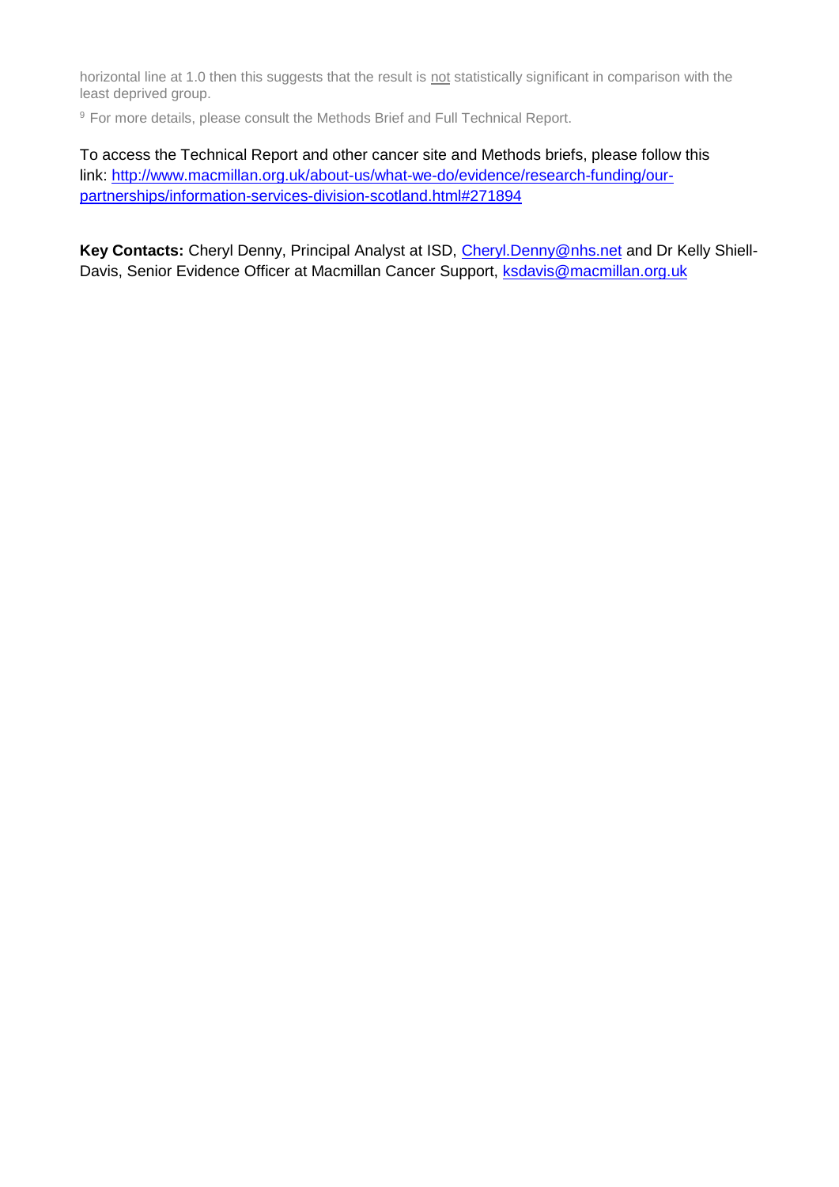horizontal line at 1.0 then this suggests that the result is not statistically significant in comparison with the least deprived group.

[9] For more details, please consult the Methods Brief and Full Technical Report.

To access the Technical Report and other cancer site and Methods briefs, please follow this link: http://www.macmillan.org.uk/about-us/what-we-do/evidence/research-funding/our-partnerships/information-services-division-scotland.html#271894

**Key Contacts:** Cheryl Denny, Principal Analyst at ISD, Cheryl.Denny@nhs.net and Dr Kelly Shiell-Davis, Senior Evidence Officer at Macmillan Cancer Support, ksdavis@macmillan.org.uk